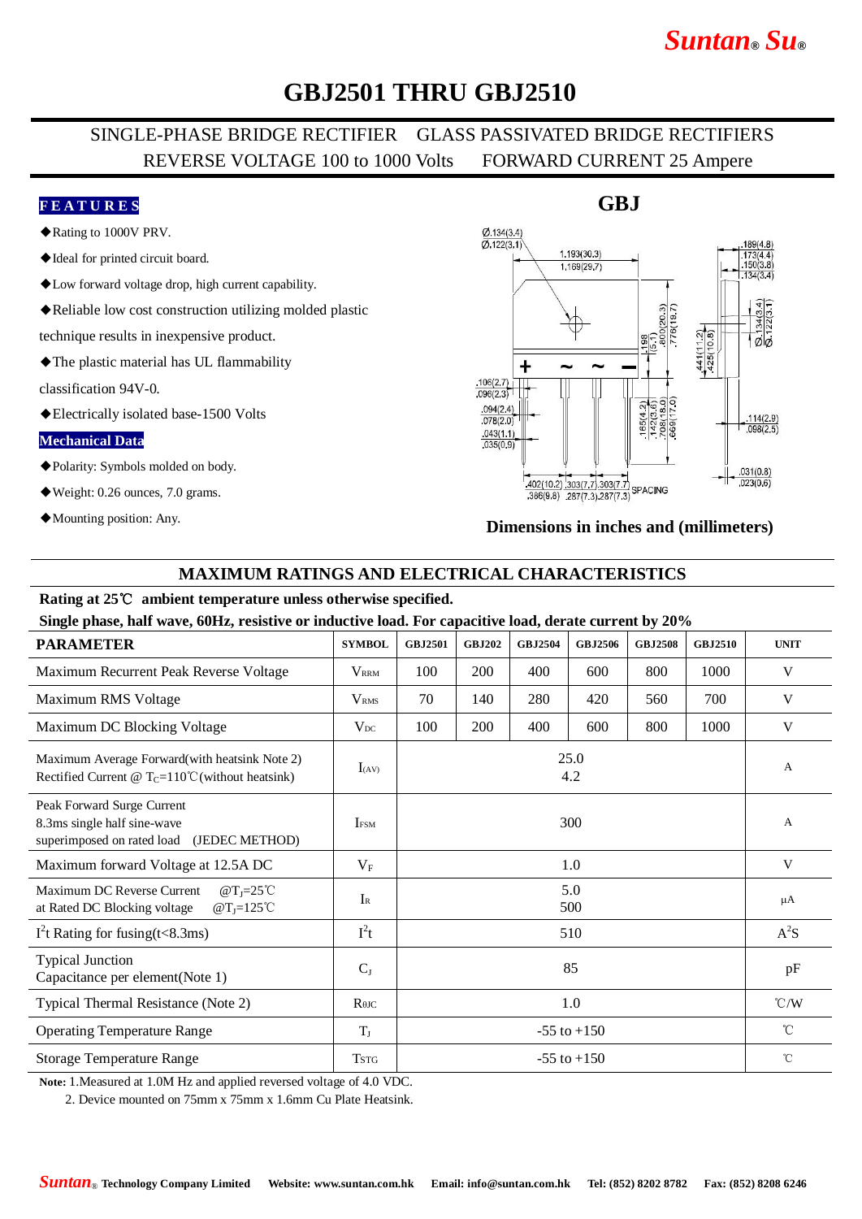# GBJ2501 THRU GBJ2510

SINGLE-PHASE BRIDGE RECTIFIER GLASS PASSIVATED BRIDGE RECTIFIERS
REVERSE VOLTAGE 100 to 1000 Volts FORWARD CURRENT 25 Ampere

## FEATURES

- ◆Rating to 1000V PRV.
- ◆Ideal for printed circuit board.
- ◆Low forward voltage drop, high current capability.
- ◆Reliable low cost construction utilizing molded plastic technique results in inexpensive product.
- ◆The plastic material has UL flammability classification 94V-0.
- ◆Electrically isolated base-1500 Volts

## Mechanical Data

- ◆Polarity: Symbols molded on body.
- ◆Weight: 0.26 ounces, 7.0 grams.
- ◆Mounting position: Any.

**GBJ**

**Dimensions in inches and (millimeters)**

## MAXIMUM RATINGS AND ELECTRICAL CHARACTERISTICS

**Rating at 25℃ ambient temperature unless otherwise specified.**

**Single phase, half wave, 60Hz, resistive or inductive load. For capacitive load, derate current by 20%**

| PARAMETER | SYMBOL | GBJ2501 | GBJ202 | GBJ2504 | GBJ2506 | GBJ2508 | GBJ2510 | UNIT |
|---|---|---|---|---|---|---|---|---|
| Maximum Recurrent Peak Reverse Voltage | $V_{RRM}$ | 100 | 200 | 400 | 600 | 800 | 1000 | V |
| Maximum RMS Voltage | $V_{RMS}$ | 70 | 140 | 280 | 420 | 560 | 700 | V |
| Maximum DC Blocking Voltage | $V_{DC}$ | 100 | 200 | 400 | 600 | 800 | 1000 | V |
| Maximum Average Forward(with heatsink Note 2) Rectified Current @ $T_C$=110℃(without heatsink) | $I_{(AV)}$ | 25.0<br>4.2 | | | | | | A |
| Peak Forward Surge Current 8.3ms single half sine-wave superimposed on rated load (JEDEC METHOD) | $I_{FSM}$ | 300 | | | | | | A |
| Maximum forward Voltage at 12.5A DC | $V_F$ | 1.0 | | | | | | V |
| Maximum DC Reverse Current @$T_J$=25℃ at Rated DC Blocking voltage @$T_J$=125℃ | $I_R$ | 5.0<br>500 | | | | | | μA |
| $I^2t$ Rating for fusing(t<8.3ms) | $I^2t$ | 510 | | | | | | $A^2S$ |
| Typical Junction Capacitance per element(Note 1) | $C_J$ | 85 | | | | | | pF |
| Typical Thermal Resistance (Note 2) | $R_{\theta JC}$ | 1.0 | | | | | | ℃/W |
| Operating Temperature Range | $T_J$ | -55 to +150 | | | | | | ℃ |
| Storage Temperature Range | $T_{STG}$ | -55 to +150 | | | | | | ℃ |

**Note:** 1.Measured at 1.0M Hz and applied reversed voltage of 4.0 VDC.
2. Device mounted on 75mm x 75mm x 1.6mm Cu Plate Heatsink.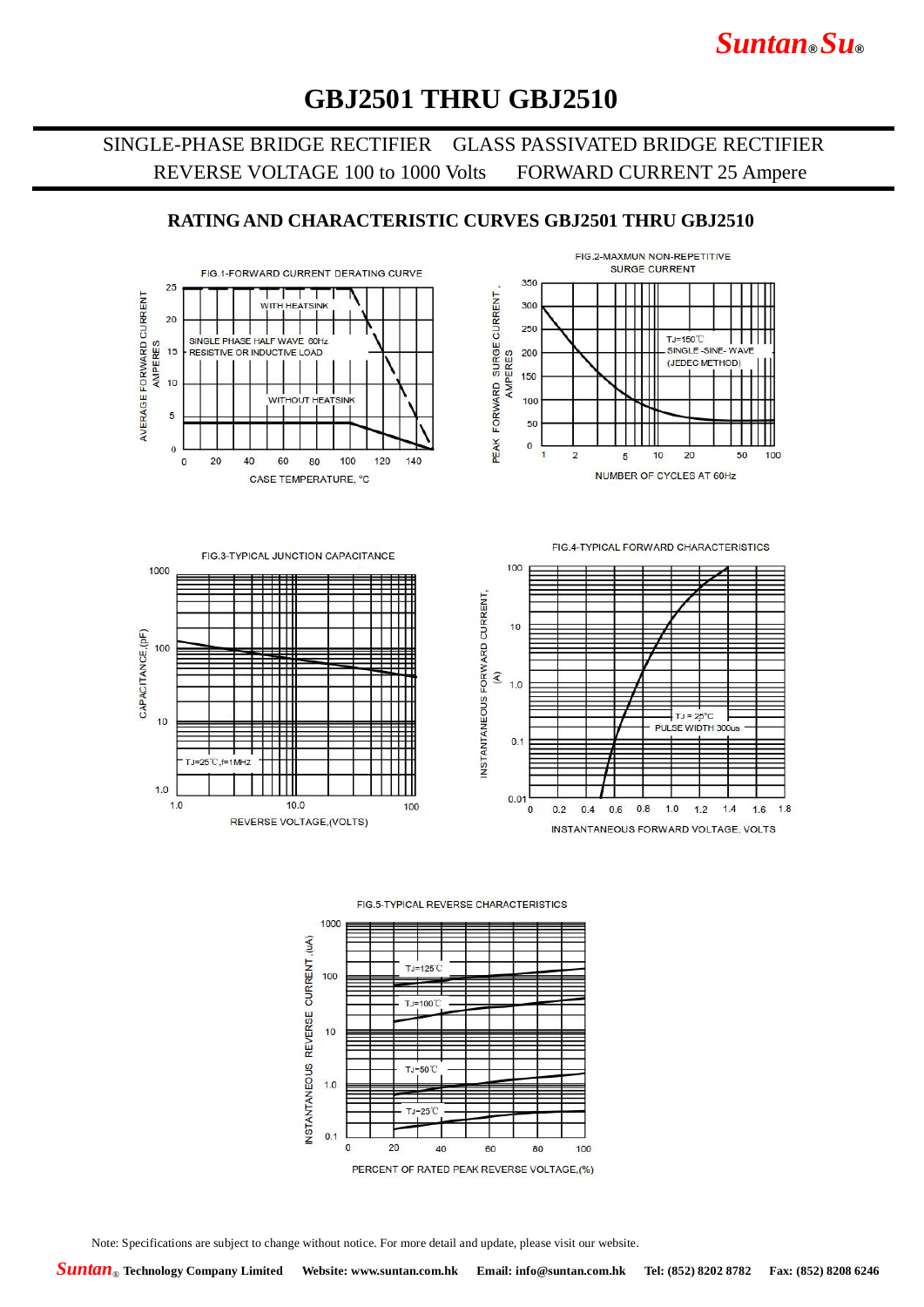# GBJ2501 THRU GBJ2510

SINGLE-PHASE BRIDGE RECTIFIER GLASS PASSIVATED BRIDGE RECTIFIER
REVERSE VOLTAGE 100 to 1000 Volts FORWARD CURRENT 25 Ampere

## RATING AND CHARACTERISTIC CURVES GBJ2501 THRU GBJ2510

FIG.1-FORWARD CURRENT DERATING CURVE

AVERAGE FORWARD CURRENT AMPERES

25
20
15
10
5
0

WITH HEATSINK

SINGLE PHASE HALF WAVE 60Hz
RESISTIVE OR INDUCTIVE LOAD

WITHOUT HEATSINK

0 20 40 60 80 100 120 140

CASE TEMPERATURE, °C

FIG.2-MAXMUN NON-REPETITIVE SURGE CURRENT

PEAK FORWARD SURGE CURRENT, AMPERES

350
300
250
200
150
100
50
0

TJ=150℃
SINGLE -SINE- WAVE
(JEDEC METHOD)

1 2 5 10 20 50 100

NUMBER OF CYCLES AT 60Hz

FIG.3-TYPICAL JUNCTION CAPACITANCE

CAPACITANCE,(pF)

1000
100
10
1.0

TJ=25℃,f=1MHz

1.0 10.0 100

REVERSE VOLTAGE,(VOLTS)

FIG.4-TYPICAL FORWARD CHARACTERISTICS

INSTANTANEOUS FORWARD CURRENT, (A)

100
10
1.0
0.1
0.01

TJ = 25℃
PULSE WIDTH 300us

0 0.2 0.4 0.6 0.8 1.0 1.2 1.4 1.6 1.8

INSTANTANEOUS FORWARD VOLTAGE, VOLTS

FIG.5-TYPICAL REVERSE CHARACTERISTICS

INSTANTANEOUS REVERSE CURRENT ,(uA)

1000
100
10
1.0
0.1

TJ=125℃
TJ=100℃
TJ=50℃
TJ=25℃

0 20 40 60 80 100

PERCENT OF RATED PEAK REVERSE VOLTAGE,(%)

Note: Specifications are subject to change without notice. For more detail and update, please visit our website.

**Suntan® Technology Company Limited** **Website: www.suntan.com.hk** **Email: info@suntan.com.hk** **Tel: (852) 8202 8782** **Fax: (852) 8208 6246**